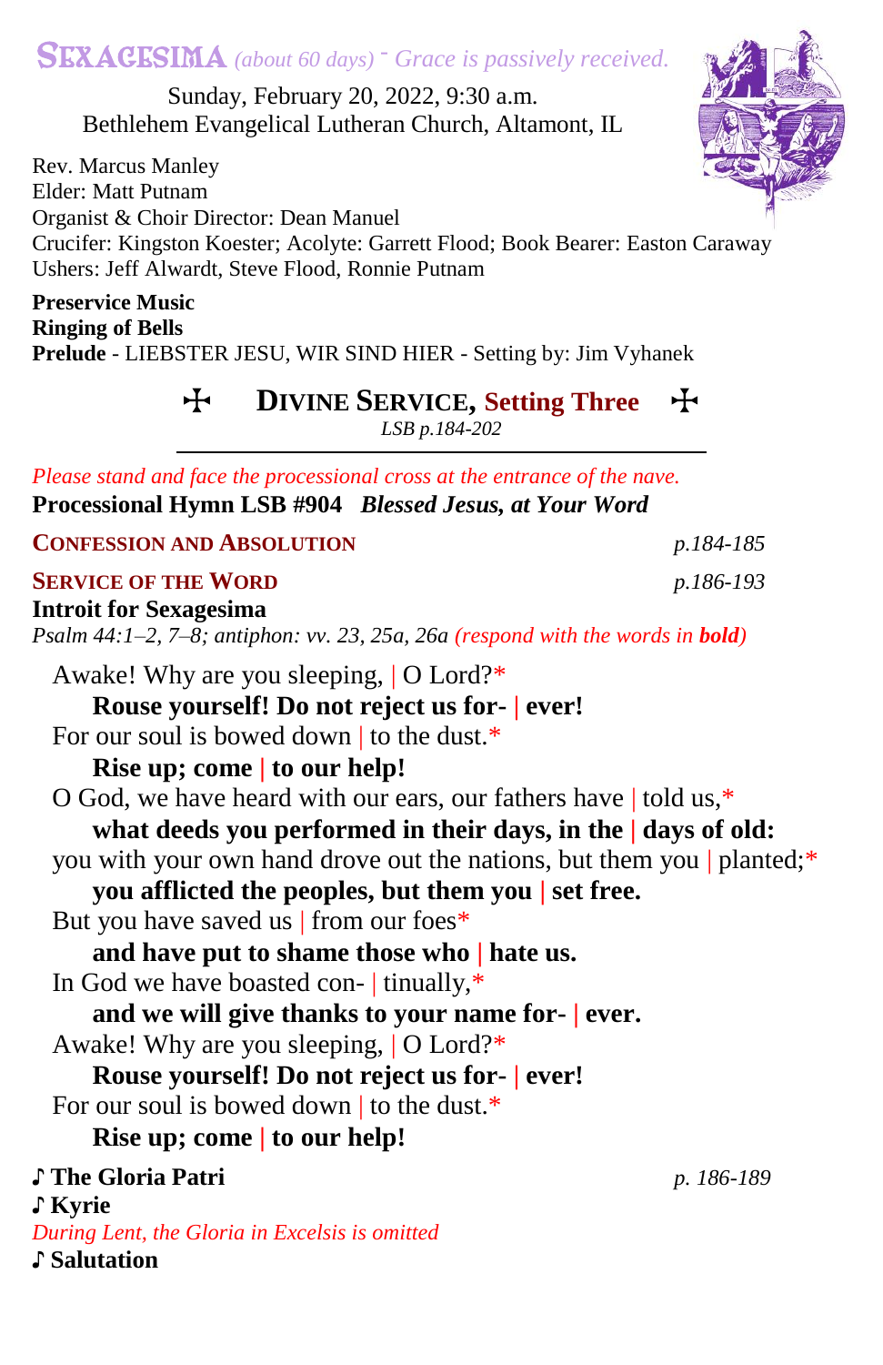# SEXAGESIMA *(about 60 days) ‑ Grace is passively received.*

Sunday, February 20, 2022, 9:30 a.m.
Bethlehem Evangelical Lutheran Church, Altamont, IL

Rev. Marcus Manley
Elder: Matt Putnam
Organist & Choir Director: Dean Manuel
Crucifer: Kingston Koester; Acolyte: Garrett Flood; Book Bearer: Easton Caraway
Ushers: Jeff Alwardt, Steve Flood, Ronnie Putnam

**Preservice Music**
**Ringing of Bells**
**Prelude** - LIEBSTER JESU, WIR SIND HIER - Setting by: Jim Vyhanek

## ✠ DIVINE SERVICE, Setting Three ✠

*LSB p.184-202*

*Please stand and face the processional cross at the entrance of the nave.*

**Processional Hymn LSB #904** ***Blessed Jesus, at Your Word***

### CONFESSION AND ABSOLUTION *p.184-185*

### SERVICE OF THE WORD *p.186-193*

**Introit for Sexagesima**

*Psalm 44:1–2, 7–8; antiphon: vv. 23, 25a, 26a (respond with the words in **bold**)*

Awake! Why are you sleeping, | O Lord?*
**Rouse yourself! Do not reject us for- | ever!**
For our soul is bowed down | to the dust.*
**Rise up; come | to our help!**
O God, we have heard with our ears, our fathers have | told us,*
**what deeds you performed in their days, in the | days of old:**
you with your own hand drove out the nations, but them you | planted;*
**you afflicted the peoples, but them you | set free.**
But you have saved us | from our foes*
**and have put to shame those who | hate us.**
In God we have boasted con- | tinually,*
**and we will give thanks to your name for- | ever.**
Awake! Why are you sleeping, | O Lord?*
**Rouse yourself! Do not reject us for- | ever!**
For our soul is bowed down | to the dust.*
**Rise up; come | to our help!**

**♪ The Gloria Patri** *p. 186-189*
**♪ Kyrie**
*During Lent, the Gloria in Excelsis is omitted*
**♪ Salutation**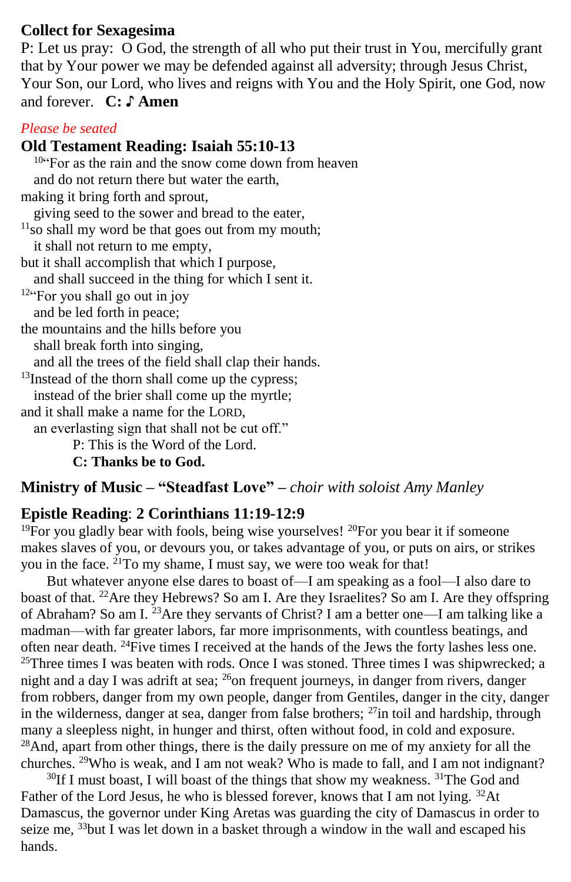### Collect for Sexagesima

P: Let us pray:  O God, the strength of all who put their trust in You, mercifully grant that by Your power we may be defended against all adversity; through Jesus Christ, Your Son, our Lord, who lives and reigns with You and the Holy Spirit, one God, now and forever.   **C: ♪ Amen**

*Please be seated*

### Old Testament Reading: Isaiah 55:10-13

[10]"For as the rain and the snow come down from heaven
and do not return there but water the earth,
making it bring forth and sprout,
giving seed to the sower and bread to the eater,
[11]so shall my word be that goes out from my mouth;
it shall not return to me empty,
but it shall accomplish that which I purpose,
and shall succeed in the thing for which I sent it.
[12]"For you shall go out in joy
and be led forth in peace;
the mountains and the hills before you
shall break forth into singing,
and all the trees of the field shall clap their hands.
[13]Instead of the thorn shall come up the cypress;
instead of the brier shall come up the myrtle;
and it shall make a name for the LORD,
an everlasting sign that shall not be cut off."

P: This is the Word of the Lord.
**C: Thanks be to God.**

### Ministry of Music – "Steadfast Love" – *choir with soloist Amy Manley*

### Epistle Reading: 2 Corinthians 11:19-12:9

[19]For you gladly bear with fools, being wise yourselves! [20]For you bear it if someone makes slaves of you, or devours you, or takes advantage of you, or puts on airs, or strikes you in the face. [21]To my shame, I must say, we were too weak for that!

But whatever anyone else dares to boast of—I am speaking as a fool—I also dare to boast of that. [22]Are they Hebrews? So am I. Are they Israelites? So am I. Are they offspring of Abraham? So am I. [23]Are they servants of Christ? I am a better one—I am talking like a madman—with far greater labors, far more imprisonments, with countless beatings, and often near death. [24]Five times I received at the hands of the Jews the forty lashes less one. [25]Three times I was beaten with rods. Once I was stoned. Three times I was shipwrecked; a night and a day I was adrift at sea; [26]on frequent journeys, in danger from rivers, danger from robbers, danger from my own people, danger from Gentiles, danger in the city, danger in the wilderness, danger at sea, danger from false brothers; [27]in toil and hardship, through many a sleepless night, in hunger and thirst, often without food, in cold and exposure. [28]And, apart from other things, there is the daily pressure on me of my anxiety for all the churches. [29]Who is weak, and I am not weak? Who is made to fall, and I am not indignant?

[30]If I must boast, I will boast of the things that show my weakness. [31]The God and Father of the Lord Jesus, he who is blessed forever, knows that I am not lying. [32]At Damascus, the governor under King Aretas was guarding the city of Damascus in order to seize me, [33]but I was let down in a basket through a window in the wall and escaped his hands.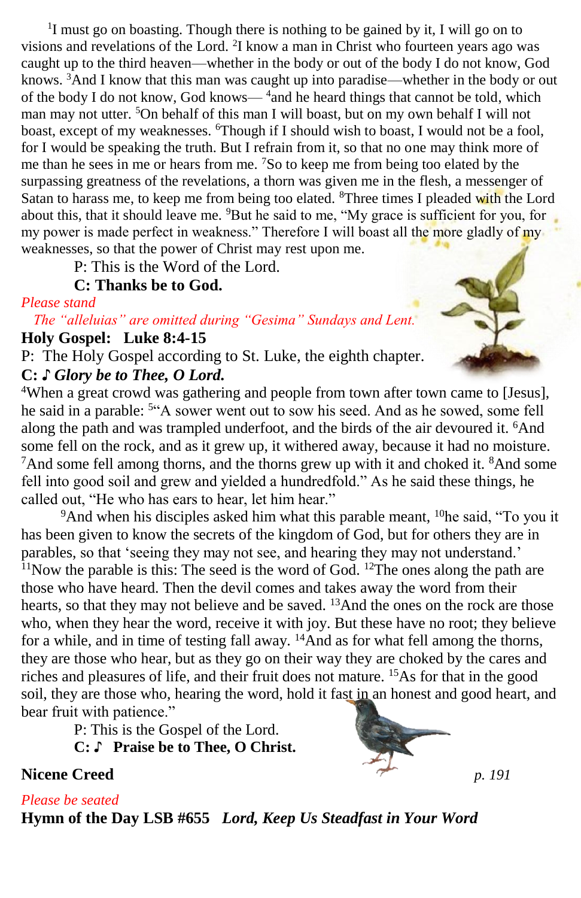[1]I must go on boasting. Though there is nothing to be gained by it, I will go on to visions and revelations of the Lord. [2]I know a man in Christ who fourteen years ago was caught up to the third heaven—whether in the body or out of the body I do not know, God knows. [3]And I know that this man was caught up into paradise—whether in the body or out of the body I do not know, God knows— [4]and he heard things that cannot be told, which man may not utter. [5]On behalf of this man I will boast, but on my own behalf I will not boast, except of my weaknesses. [6]Though if I should wish to boast, I would not be a fool, for I would be speaking the truth. But I refrain from it, so that no one may think more of me than he sees in me or hears from me. [7]So to keep me from being too elated by the surpassing greatness of the revelations, a thorn was given me in the flesh, a messenger of Satan to harass me, to keep me from being too elated. [8]Three times I pleaded with the Lord about this, that it should leave me. [9]But he said to me, "My grace is sufficient for you, for my power is made perfect in weakness." Therefore I will boast all the more gladly of my weaknesses, so that the power of Christ may rest upon me.

P: This is the Word of the Lord.

**C: Thanks be to God.**

*Please stand*

*The "alleluias" are omitted during "Gesima" Sundays and Lent.*

**Holy Gospel: Luke 8:4-15**

P: The Holy Gospel according to St. Luke, the eighth chapter.

**C: ♪ *Glory be to Thee, O Lord.***

[4]When a great crowd was gathering and people from town after town came to [Jesus], he said in a parable: [5]"A sower went out to sow his seed. And as he sowed, some fell along the path and was trampled underfoot, and the birds of the air devoured it. [6]And some fell on the rock, and as it grew up, it withered away, because it had no moisture. [7]And some fell among thorns, and the thorns grew up with it and choked it. [8]And some fell into good soil and grew and yielded a hundredfold." As he said these things, he called out, "He who has ears to hear, let him hear."

[9]And when his disciples asked him what this parable meant, [10]he said, "To you it has been given to know the secrets of the kingdom of God, but for others they are in parables, so that 'seeing they may not see, and hearing they may not understand.' [11]Now the parable is this: The seed is the word of God. [12]The ones along the path are those who have heard. Then the devil comes and takes away the word from their hearts, so that they may not believe and be saved. [13]And the ones on the rock are those who, when they hear the word, receive it with joy. But these have no root; they believe for a while, and in time of testing fall away. [14]And as for what fell among the thorns, they are those who hear, but as they go on their way they are choked by the cares and riches and pleasures of life, and their fruit does not mature. [15]As for that in the good soil, they are those who, hearing the word, hold it fast in an honest and good heart, and bear fruit with patience."

P: This is the Gospel of the Lord.

**C: ♪ Praise be to Thee, O Christ.**

**Nicene Creed** *p. 191*

*Please be seated*

**Hymn of the Day LSB #655 *Lord, Keep Us Steadfast in Your Word***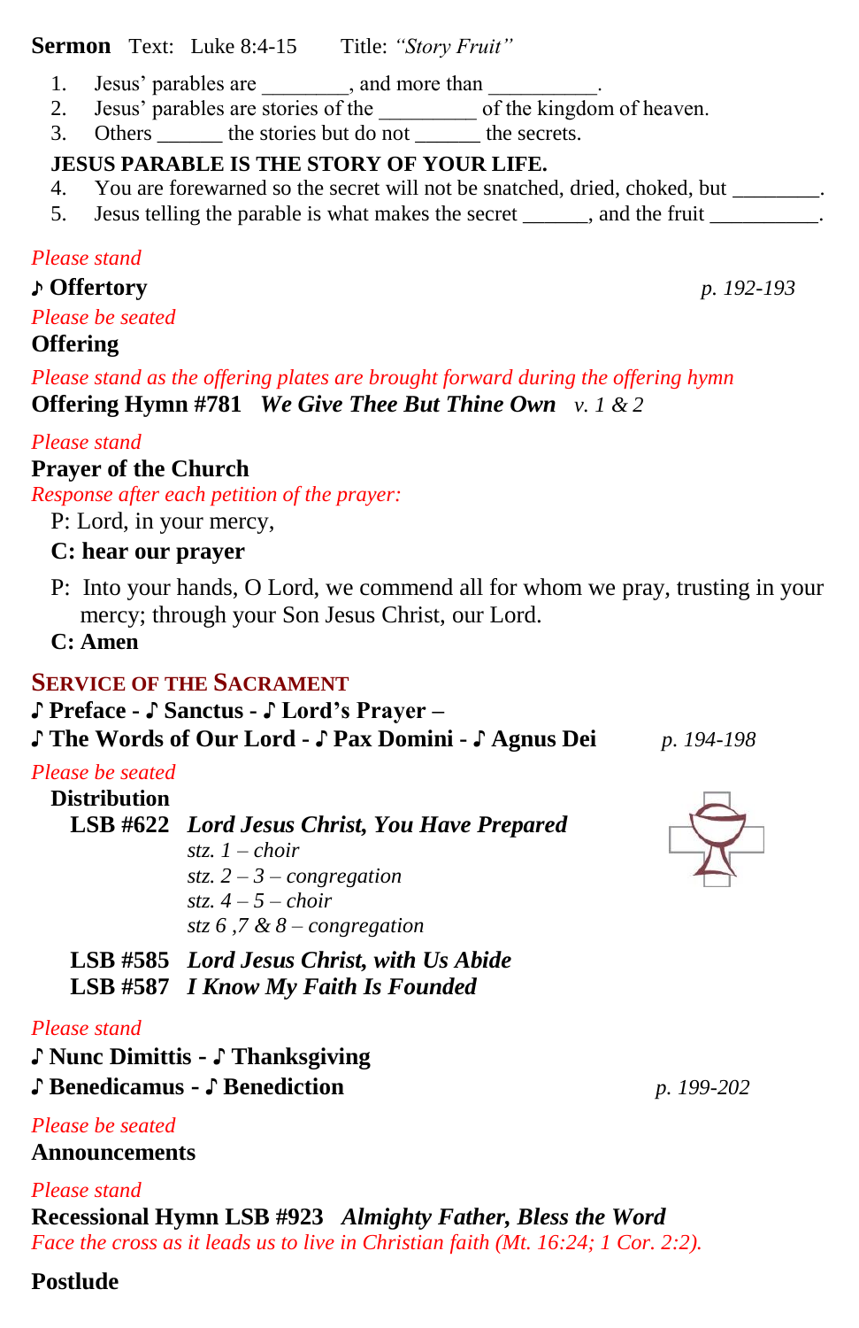**Sermon** Text: Luke 8:4-15 Title: *"Story Fruit"*

1. Jesus' parables are ________, and more than __________.
2. Jesus' parables are stories of the _________ of the kingdom of heaven.
3. Others ______ the stories but do not ______ the secrets.

**JESUS PARABLE IS THE STORY OF YOUR LIFE.**

4. You are forewarned so the secret will not be snatched, dried, choked, but ________.
5. Jesus telling the parable is what makes the secret ______, and the fruit __________.

*Please stand*

**♪ Offertory** *p. 192-193*

*Please be seated*

**Offering**

*Please stand as the offering plates are brought forward during the offering hymn*

**Offering Hymn #781** ***We Give Thee But Thine Own*** *v. 1 & 2*

*Please stand*

**Prayer of the Church**

*Response after each petition of the prayer:*

P: Lord, in your mercy,

**C: hear our prayer**

P: Into your hands, O Lord, we commend all for whom we pray, trusting in your mercy; through your Son Jesus Christ, our Lord.

**C: Amen**

## Service of the Sacrament

**♪ Preface - ♪ Sanctus - ♪ Lord's Prayer –**
**♪ The Words of Our Lord - ♪ Pax Domini - ♪ Agnus Dei** *p. 194-198*

*Please be seated*

**Distribution**

**LSB #622** ***Lord Jesus Christ, You Have Prepared***
*stz. 1 – choir*
*stz. 2 – 3 – congregation*
*stz. 4 – 5 – choir*
*stz 6 ,7 & 8 – congregation*

**LSB #585** ***Lord Jesus Christ, with Us Abide***
**LSB #587** ***I Know My Faith Is Founded***

*Please stand*

**♪ Nunc Dimittis - ♪ Thanksgiving**
**♪ Benedicamus - ♪ Benediction** *p. 199-202*

*Please be seated*

**Announcements**

*Please stand*

**Recessional Hymn LSB #923** ***Almighty Father, Bless the Word***

*Face the cross as it leads us to live in Christian faith (Mt. 16:24; 1 Cor. 2:2).*

**Postlude**